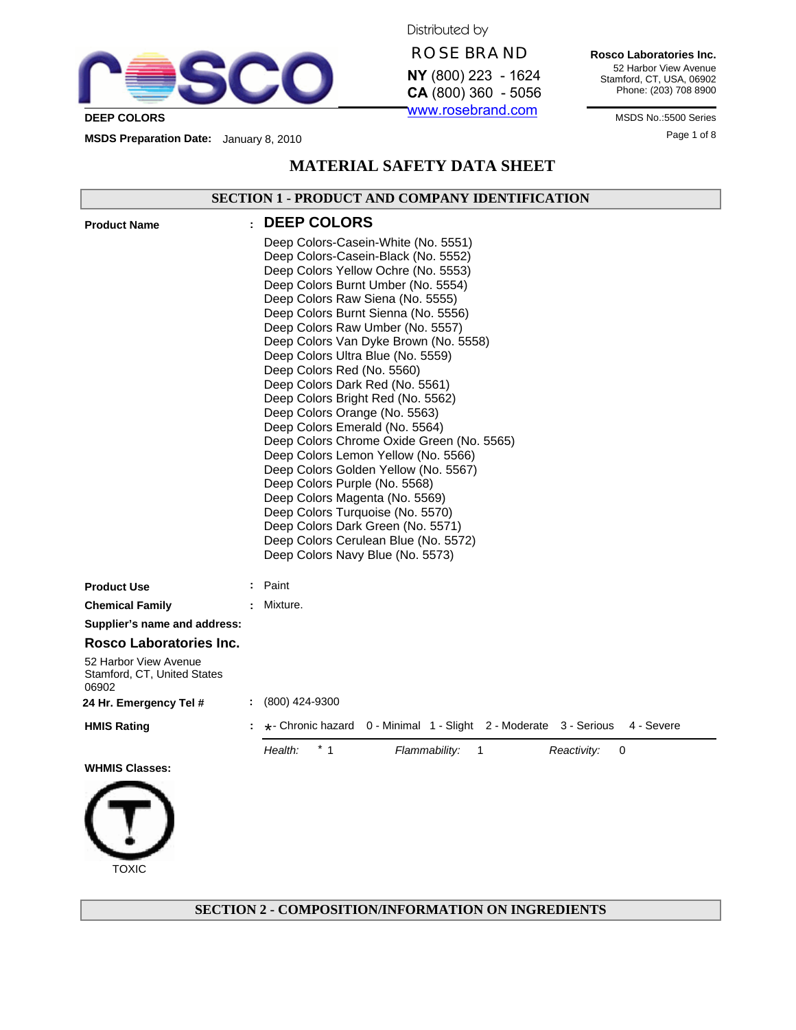**DEEP COLORS**

**MSDS Preparation Date:** January 8, 2010

Distributed by
ROSE BRAND
**NY** (800) 223 - 1624
**CA** (800) 360 - 5056
www.rosebrand.com

**Rosco Laboratories Inc.**
52 Harbor View Avenue
Stamford, CT, USA, 06902
Phone: (203) 708 8900

MSDS No.:5500 Series

# MATERIAL SAFETY DATA SHEET

## SECTION 1 - PRODUCT AND COMPANY IDENTIFICATION

**Product Name** : **DEEP COLORS**

Deep Colors-Casein-White (No. 5551)
Deep Colors-Casein-Black (No. 5552)
Deep Colors Yellow Ochre (No. 5553)
Deep Colors Burnt Umber (No. 5554)
Deep Colors Raw Siena (No. 5555)
Deep Colors Burnt Sienna (No. 5556)
Deep Colors Raw Umber (No. 5557)
Deep Colors Van Dyke Brown (No. 5558)
Deep Colors Ultra Blue (No. 5559)
Deep Colors Red (No. 5560)
Deep Colors Dark Red (No. 5561)
Deep Colors Bright Red (No. 5562)
Deep Colors Orange (No. 5563)
Deep Colors Emerald (No. 5564)
Deep Colors Chrome Oxide Green (No. 5565)
Deep Colors Lemon Yellow (No. 5566)
Deep Colors Golden Yellow (No. 5567)
Deep Colors Purple (No. 5568)
Deep Colors Magenta (No. 5569)
Deep Colors Turquoise (No. 5570)
Deep Colors Dark Green (No. 5571)
Deep Colors Cerulean Blue (No. 5572)
Deep Colors Navy Blue (No. 5573)

**Product Use** : Paint

**Chemical Family** : Mixture.

**Supplier's name and address:**

**Rosco Laboratories Inc.**

52 Harbor View Avenue
Stamford, CT, United States
06902

**24 Hr. Emergency Tel #** : (800) 424-9300

**HMIS Rating** : *- Chronic hazard 0 - Minimal 1 - Slight 2 - Moderate 3 - Serious 4 - Severe

*Health:* * 1 *Flammability:* 1 *Reactivity:* 0

**WHMIS Classes:**

TOXIC

## SECTION 2 - COMPOSITION/INFORMATION ON INGREDIENTS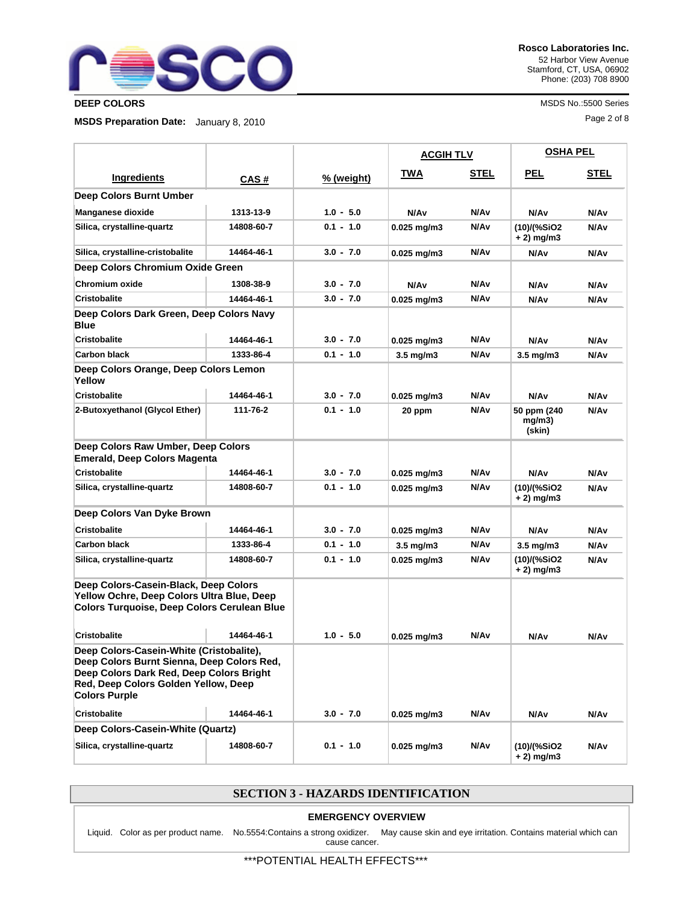| Ingredients | CAS # | % (weight) | ACGIH TLV | | OSHA PEL | |
|---|---|---|---|---|---|---|
| | | | TWA | STEL | PEL | STEL |
| **Deep Colors Burnt Umber** | | | | | | |
| Manganese dioxide | 1313-13-9 | 1.0 - 5.0 | N/Av | N/Av | N/Av | N/Av |
| Silica, crystalline-quartz | 14808-60-7 | 0.1 - 1.0 | 0.025 mg/m3 | N/Av | (10)/(%SiO2 + 2) mg/m3 | N/Av |
| Silica, crystalline-cristobalite | 14464-46-1 | 3.0 - 7.0 | 0.025 mg/m3 | N/Av | N/Av | N/Av |
| **Deep Colors Chromium Oxide Green** | | | | | | |
| Chromium oxide | 1308-38-9 | 3.0 - 7.0 | N/Av | N/Av | N/Av | N/Av |
| Cristobalite | 14464-46-1 | 3.0 - 7.0 | 0.025 mg/m3 | N/Av | N/Av | N/Av |
| **Deep Colors Dark Green, Deep Colors Navy Blue** | | | | | | |
| Cristobalite | 14464-46-1 | 3.0 - 7.0 | 0.025 mg/m3 | N/Av | N/Av | N/Av |
| Carbon black | 1333-86-4 | 0.1 - 1.0 | 3.5 mg/m3 | N/Av | 3.5 mg/m3 | N/Av |
| **Deep Colors Orange, Deep Colors Lemon Yellow** | | | | | | |
| Cristobalite | 14464-46-1 | 3.0 - 7.0 | 0.025 mg/m3 | N/Av | N/Av | N/Av |
| 2-Butoxyethanol (Glycol Ether) | 111-76-2 | 0.1 - 1.0 | 20 ppm | N/Av | 50 ppm (240 mg/m3) (skin) | N/Av |
| **Deep Colors Raw Umber, Deep Colors Emerald, Deep Colors Magenta** | | | | | | |
| Cristobalite | 14464-46-1 | 3.0 - 7.0 | 0.025 mg/m3 | N/Av | N/Av | N/Av |
| Silica, crystalline-quartz | 14808-60-7 | 0.1 - 1.0 | 0.025 mg/m3 | N/Av | (10)/(%SiO2 + 2) mg/m3 | N/Av |
| **Deep Colors Van Dyke Brown** | | | | | | |
| Cristobalite | 14464-46-1 | 3.0 - 7.0 | 0.025 mg/m3 | N/Av | N/Av | N/Av |
| Carbon black | 1333-86-4 | 0.1 - 1.0 | 3.5 mg/m3 | N/Av | 3.5 mg/m3 | N/Av |
| Silica, crystalline-quartz | 14808-60-7 | 0.1 - 1.0 | 0.025 mg/m3 | N/Av | (10)/(%SiO2 + 2) mg/m3 | N/Av |
| **Deep Colors-Casein-Black, Deep Colors Yellow Ochre, Deep Colors Ultra Blue, Deep Colors Turquoise, Deep Colors Cerulean Blue** | | | | | | |
| Cristobalite | 14464-46-1 | 1.0 - 5.0 | 0.025 mg/m3 | N/Av | N/Av | N/Av |
| **Deep Colors-Casein-White (Cristobalite), Deep Colors Burnt Sienna, Deep Colors Red, Deep Colors Dark Red, Deep Colors Bright Red, Deep Colors Golden Yellow, Deep Colors Purple** | | | | | | |
| Cristobalite | 14464-46-1 | 3.0 - 7.0 | 0.025 mg/m3 | N/Av | N/Av | N/Av |
| **Deep Colors-Casein-White (Quartz)** | | | | | | |
| Silica, crystalline-quartz | 14808-60-7 | 0.1 - 1.0 | 0.025 mg/m3 | N/Av | (10)/(%SiO2 + 2) mg/m3 | N/Av |

## SECTION 3 - HAZARDS IDENTIFICATION

### EMERGENCY OVERVIEW

Liquid. Color as per product name. No.5554:Contains a strong oxidizer. May cause skin and eye irritation. Contains material which can cause cancer.

***POTENTIAL HEALTH EFFECTS***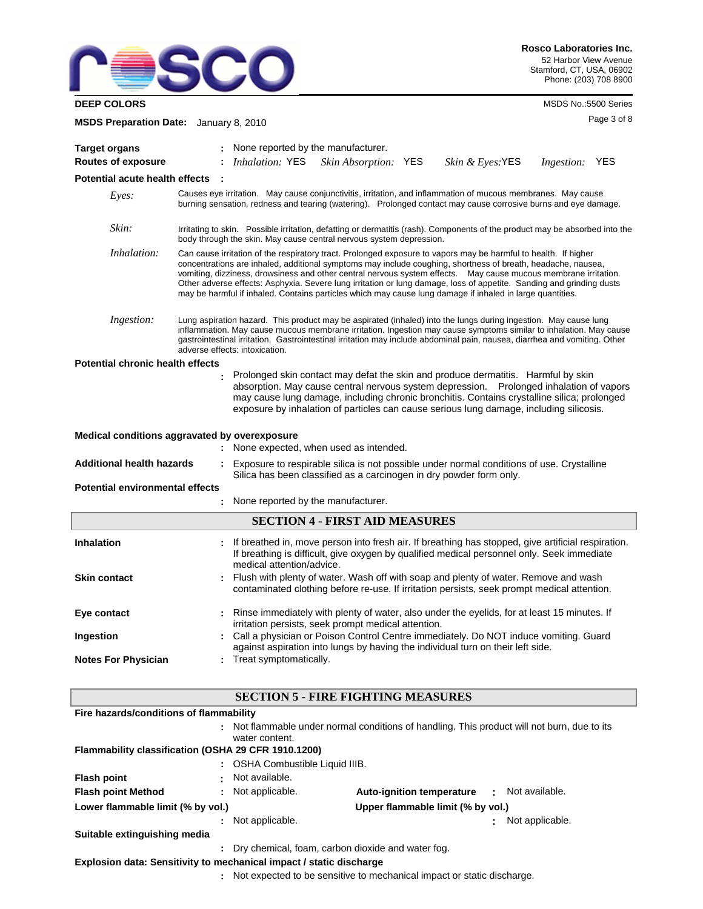**Target organs** : None reported by the manufacturer.

**Routes of exposure** : *Inhalation:* YES *Skin Absorption:* YES *Skin & Eyes:* YES *Ingestion:* YES

**Potential acute health effects** :

*Eyes:* Causes eye irritation. May cause conjunctivitis, irritation, and inflammation of mucous membranes. May cause burning sensation, redness and tearing (watering). Prolonged contact may cause corrosive burns and eye damage.

*Skin:* Irritating to skin. Possible irritation, defatting or dermatitis (rash). Components of the product may be absorbed into the body through the skin. May cause central nervous system depression.

*Inhalation:* Can cause irritation of the respiratory tract. Prolonged exposure to vapors may be harmful to health. If higher concentrations are inhaled, additional symptoms may include coughing, shortness of breath, headache, nausea, vomiting, dizziness, drowsiness and other central nervous system effects. May cause mucous membrane irritation. Other adverse effects: Asphyxia. Severe lung irritation or lung damage, loss of appetite. Sanding and grinding dusts may be harmful if inhaled. Contains particles which may cause lung damage if inhaled in large quantities.

*Ingestion:* Lung aspiration hazard. This product may be aspirated (inhaled) into the lungs during ingestion. May cause lung inflammation. May cause mucous membrane irritation. Ingestion may cause symptoms similar to inhalation. May cause gastrointestinal irritation. Gastrointestinal irritation may include abdominal pain, nausea, diarrhea and vomiting. Other adverse effects: intoxication.

**Potential chronic health effects**

: Prolonged skin contact may defat the skin and produce dermatitis. Harmful by skin absorption. May cause central nervous system depression. Prolonged inhalation of vapors may cause lung damage, including chronic bronchitis. Contains crystalline silica; prolonged exposure by inhalation of particles can cause serious lung damage, including silicosis.

**Medical conditions aggravated by overexposure**

: None expected, when used as intended.

**Additional health hazards** : Exposure to respirable silica is not possible under normal conditions of use. Crystalline Silica has been classified as a carcinogen in dry powder form only.

**Potential environmental effects**

: None reported by the manufacturer.

## SECTION 4 - FIRST AID MEASURES

**Inhalation** : If breathed in, move person into fresh air. If breathing has stopped, give artificial respiration. If breathing is difficult, give oxygen by qualified medical personnel only. Seek immediate medical attention/advice.

**Skin contact** : Flush with plenty of water. Wash off with soap and plenty of water. Remove and wash contaminated clothing before re-use. If irritation persists, seek prompt medical attention.

**Eye contact** : Rinse immediately with plenty of water, also under the eyelids, for at least 15 minutes. If irritation persists, seek prompt medical attention.

**Ingestion** : Call a physician or Poison Control Centre immediately. Do NOT induce vomiting. Guard against aspiration into lungs by having the individual turn on their left side.

**Notes For Physician** : Treat symptomatically.

## SECTION 5 - FIRE FIGHTING MEASURES

**Fire hazards/conditions of flammability**

: Not flammable under normal conditions of handling. This product will not burn, due to its water content.

**Flammability classification (OSHA 29 CFR 1910.1200)**

: OSHA Combustible Liquid IIIB.

**Flash point** : Not available.

**Flash point Method** : Not applicable.

**Auto-ignition temperature** : Not available.

**Lower flammable limit (% by vol.)** : Not applicable.

**Upper flammable limit (% by vol.)** : Not applicable.

**Suitable extinguishing media**

: Dry chemical, foam, carbon dioxide and water fog.

**Explosion data: Sensitivity to mechanical impact / static discharge**

: Not expected to be sensitive to mechanical impact or static discharge.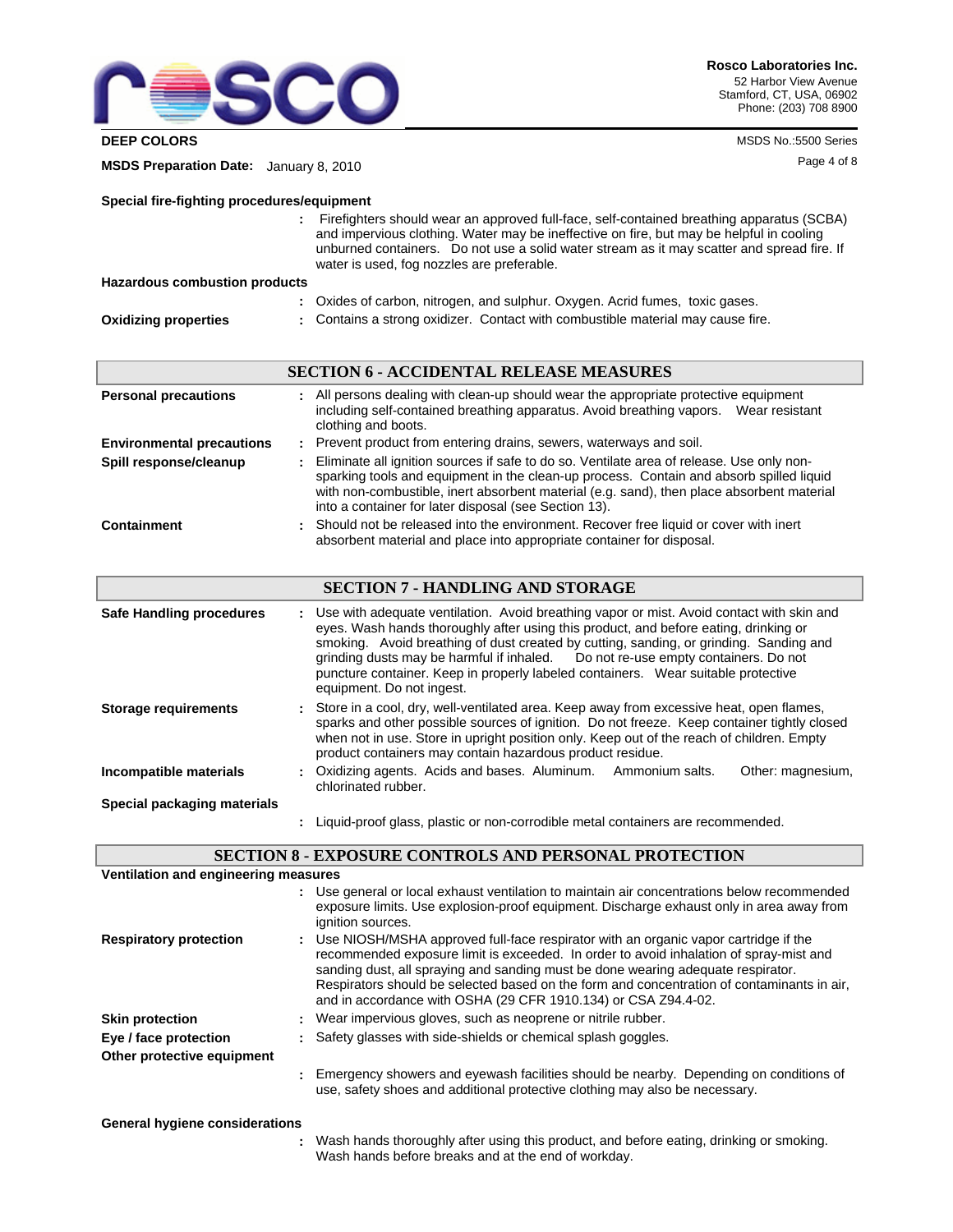**Special fire-fighting procedures/equipment**

: Firefighters should wear an approved full-face, self-contained breathing apparatus (SCBA) and impervious clothing. Water may be ineffective on fire, but may be helpful in cooling unburned containers. Do not use a solid water stream as it may scatter and spread fire. If water is used, fog nozzles are preferable.

**Hazardous combustion products**

: Oxides of carbon, nitrogen, and sulphur. Oxygen. Acrid fumes, toxic gases.

**Oxidizing properties** : Contains a strong oxidizer. Contact with combustible material may cause fire.

## SECTION 6 - ACCIDENTAL RELEASE MEASURES

**Personal precautions** : All persons dealing with clean-up should wear the appropriate protective equipment including self-contained breathing apparatus. Avoid breathing vapors. Wear resistant clothing and boots.

**Environmental precautions** : Prevent product from entering drains, sewers, waterways and soil.

**Spill response/cleanup** : Eliminate all ignition sources if safe to do so. Ventilate area of release. Use only non-sparking tools and equipment in the clean-up process. Contain and absorb spilled liquid with non-combustible, inert absorbent material (e.g. sand), then place absorbent material into a container for later disposal (see Section 13).

**Containment** : Should not be released into the environment. Recover free liquid or cover with inert absorbent material and place into appropriate container for disposal.

## SECTION 7 - HANDLING AND STORAGE

**Safe Handling procedures** : Use with adequate ventilation. Avoid breathing vapor or mist. Avoid contact with skin and eyes. Wash hands thoroughly after using this product, and before eating, drinking or smoking. Avoid breathing of dust created by cutting, sanding, or grinding. Sanding and grinding dusts may be harmful if inhaled. Do not re-use empty containers. Do not puncture container. Keep in properly labeled containers. Wear suitable protective equipment. Do not ingest.

**Storage requirements** : Store in a cool, dry, well-ventilated area. Keep away from excessive heat, open flames, sparks and other possible sources of ignition. Do not freeze. Keep container tightly closed when not in use. Store in upright position only. Keep out of the reach of children. Empty product containers may contain hazardous product residue.

**Incompatible materials** : Oxidizing agents. Acids and bases. Aluminum. Ammonium salts. Other: magnesium, chlorinated rubber.

**Special packaging materials**

: Liquid-proof glass, plastic or non-corrodible metal containers are recommended.

## SECTION 8 - EXPOSURE CONTROLS AND PERSONAL PROTECTION

**Ventilation and engineering measures**

: Use general or local exhaust ventilation to maintain air concentrations below recommended exposure limits. Use explosion-proof equipment. Discharge exhaust only in area away from ignition sources.

**Respiratory protection** : Use NIOSH/MSHA approved full-face respirator with an organic vapor cartridge if the recommended exposure limit is exceeded. In order to avoid inhalation of spray-mist and sanding dust, all spraying and sanding must be done wearing adequate respirator. Respirators should be selected based on the form and concentration of contaminants in air, and in accordance with OSHA (29 CFR 1910.134) or CSA Z94.4-02.

**Skin protection** : Wear impervious gloves, such as neoprene or nitrile rubber.

**Eye / face protection** : Safety glasses with side-shields or chemical splash goggles.

**Other protective equipment**

: Emergency showers and eyewash facilities should be nearby. Depending on conditions of use, safety shoes and additional protective clothing may also be necessary.

**General hygiene considerations**

: Wash hands thoroughly after using this product, and before eating, drinking or smoking. Wash hands before breaks and at the end of workday.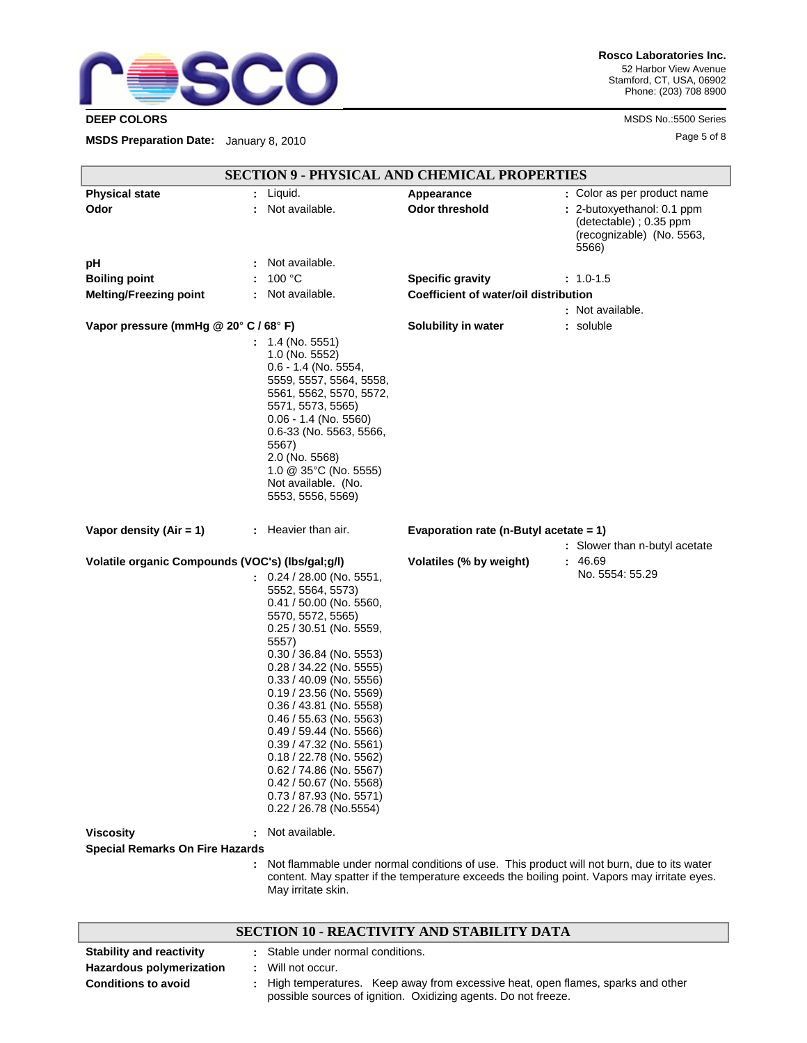## SECTION 9 - PHYSICAL AND CHEMICAL PROPERTIES

**Physical state** : Liquid.

**Appearance** : Color as per product name

**Odor** : Not available.

**Odor threshold** : 2-butoxyethanol: 0.1 ppm (detectable) ; 0.35 ppm (recognizable) (No. 5563, 5566)

**pH** : Not available.

**Boiling point** : 100 °C

**Specific gravity** : 1.0-1.5

**Melting/Freezing point** : Not available.

**Coefficient of water/oil distribution** : Not available.

**Vapor pressure (mmHg @ 20° C / 68° F)** :
1.4 (No. 5551)
1.0 (No. 5552)
0.6 - 1.4 (No. 5554, 5559, 5557, 5564, 5558, 5561, 5562, 5570, 5572, 5571, 5573, 5565)
0.06 - 1.4 (No. 5560)
0.6-33 (No. 5563, 5566, 5567)
2.0 (No. 5568)
1.0 @ 35°C (No. 5555)
Not available. (No. 5553, 5556, 5569)

**Solubility in water** : soluble

**Vapor density (Air = 1)** : Heavier than air.

**Evaporation rate (n-Butyl acetate = 1)** : Slower than n-butyl acetate

**Volatile organic Compounds (VOC's) (lbs/gal;g/l)** :
0.24 / 28.00 (No. 5551, 5552, 5564, 5573)
0.41 / 50.00 (No. 5560, 5570, 5572, 5565)
0.25 / 30.51 (No. 5559, 5557)
0.30 / 36.84 (No. 5553)
0.28 / 34.22 (No. 5555)
0.33 / 40.09 (No. 5556)
0.19 / 23.56 (No. 5569)
0.36 / 43.81 (No. 5558)
0.46 / 55.63 (No. 5563)
0.49 / 59.44 (No. 5566)
0.39 / 47.32 (No. 5561)
0.18 / 22.78 (No. 5562)
0.62 / 74.86 (No. 5567)
0.42 / 50.67 (No. 5568)
0.73 / 87.93 (No. 5571)
0.22 / 26.78 (No.5554)

**Volatiles (% by weight)** : 46.69
No. 5554: 55.29

**Viscosity** : Not available.

**Special Remarks On Fire Hazards** : Not flammable under normal conditions of use. This product will not burn, due to its water content. May spatter if the temperature exceeds the boiling point. Vapors may irritate eyes. May irritate skin.

## SECTION 10 - REACTIVITY AND STABILITY DATA

**Stability and reactivity** : Stable under normal conditions.

**Hazardous polymerization** : Will not occur.

**Conditions to avoid** : High temperatures. Keep away from excessive heat, open flames, sparks and other possible sources of ignition. Oxidizing agents. Do not freeze.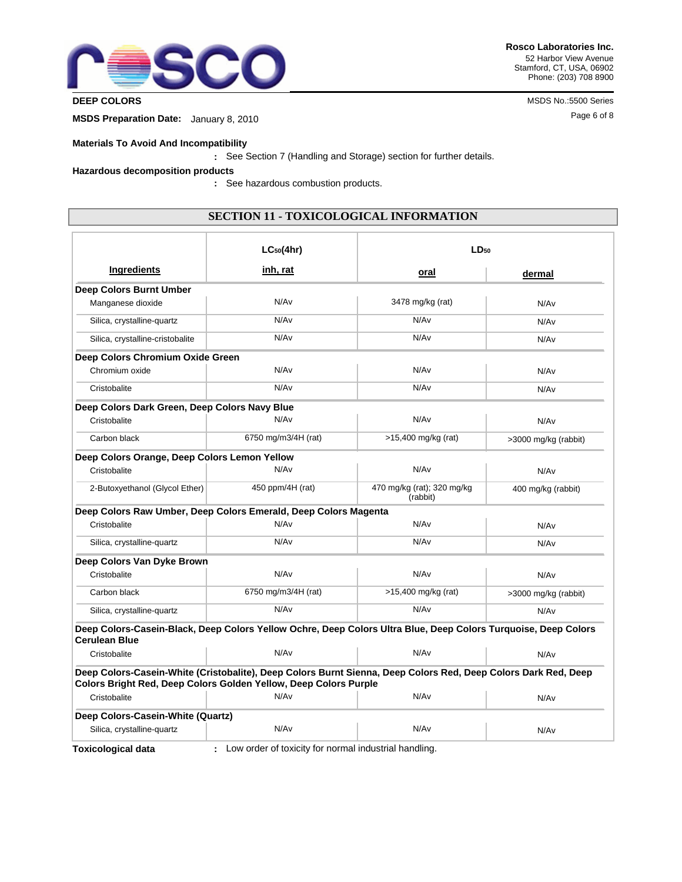**Materials To Avoid And Incompatibility**

: See Section 7 (Handling and Storage) section for further details.

**Hazardous decomposition products**

: See hazardous combustion products.

## SECTION 11 - TOXICOLOGICAL INFORMATION

| Ingredients | $LC_{50}$(4hr) inh, rat | $LD_{50}$ oral | $LD_{50}$ dermal |
|---|---|---|---|
| **Deep Colors Burnt Umber** | | | |
| Manganese dioxide | N/Av | 3478 mg/kg (rat) | N/Av |
| Silica, crystalline-quartz | N/Av | N/Av | N/Av |
| Silica, crystalline-cristobalite | N/Av | N/Av | N/Av |
| **Deep Colors Chromium Oxide Green** | | | |
| Chromium oxide | N/Av | N/Av | N/Av |
| Cristobalite | N/Av | N/Av | N/Av |
| **Deep Colors Dark Green, Deep Colors Navy Blue** | | | |
| Cristobalite | N/Av | N/Av | N/Av |
| Carbon black | 6750 mg/m3/4H (rat) | >15,400 mg/kg (rat) | >3000 mg/kg (rabbit) |
| **Deep Colors Orange, Deep Colors Lemon Yellow** | | | |
| Cristobalite | N/Av | N/Av | N/Av |
| 2-Butoxyethanol (Glycol Ether) | 450 ppm/4H (rat) | 470 mg/kg (rat); 320 mg/kg (rabbit) | 400 mg/kg (rabbit) |
| **Deep Colors Raw Umber, Deep Colors Emerald, Deep Colors Magenta** | | | |
| Cristobalite | N/Av | N/Av | N/Av |
| Silica, crystalline-quartz | N/Av | N/Av | N/Av |
| **Deep Colors Van Dyke Brown** | | | |
| Cristobalite | N/Av | N/Av | N/Av |
| Carbon black | 6750 mg/m3/4H (rat) | >15,400 mg/kg (rat) | >3000 mg/kg (rabbit) |
| Silica, crystalline-quartz | N/Av | N/Av | N/Av |
| **Deep Colors-Casein-Black, Deep Colors Yellow Ochre, Deep Colors Ultra Blue, Deep Colors Turquoise, Deep Colors Cerulean Blue** | | | |
| Cristobalite | N/Av | N/Av | N/Av |
| **Deep Colors-Casein-White (Cristobalite), Deep Colors Burnt Sienna, Deep Colors Red, Deep Colors Dark Red, Deep Colors Bright Red, Deep Colors Golden Yellow, Deep Colors Purple** | | | |
| Cristobalite | N/Av | N/Av | N/Av |
| **Deep Colors-Casein-White (Quartz)** | | | |
| Silica, crystalline-quartz | N/Av | N/Av | N/Av |

**Toxicological data** : Low order of toxicity for normal industrial handling.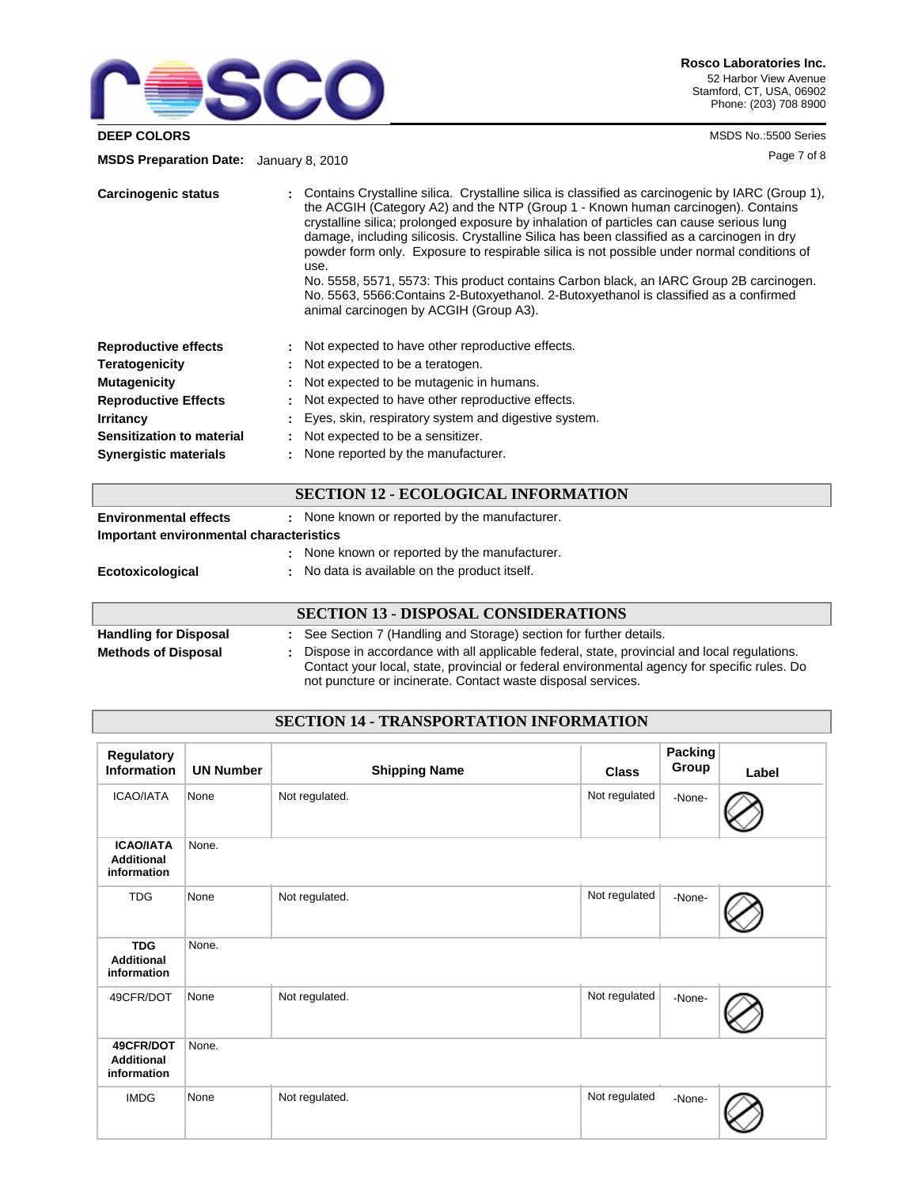**Carcinogenic status** : Contains Crystalline silica. Crystalline silica is classified as carcinogenic by IARC (Group 1), the ACGIH (Category A2) and the NTP (Group 1 - Known human carcinogen). Contains crystalline silica; prolonged exposure by inhalation of particles can cause serious lung damage, including silicosis. Crystalline Silica has been classified as a carcinogen in dry powder form only. Exposure to respirable silica is not possible under normal conditions of use.
No. 5558, 5571, 5573: This product contains Carbon black, an IARC Group 2B carcinogen.
No. 5563, 5566:Contains 2-Butoxyethanol. 2-Butoxyethanol is classified as a confirmed animal carcinogen by ACGIH (Group A3).

**Reproductive effects** : Not expected to have other reproductive effects.
**Teratogenicity** : Not expected to be a teratogen.
**Mutagenicity** : Not expected to be mutagenic in humans.
**Reproductive Effects** : Not expected to have other reproductive effects.
**Irritancy** : Eyes, skin, respiratory system and digestive system.
**Sensitization to material** : Not expected to be a sensitizer.
**Synergistic materials** : None reported by the manufacturer.

## SECTION 12 - ECOLOGICAL INFORMATION

**Environmental effects** : None known or reported by the manufacturer.
**Important environmental characteristics**
: None known or reported by the manufacturer.
**Ecotoxicological** : No data is available on the product itself.

## SECTION 13 - DISPOSAL CONSIDERATIONS

**Handling for Disposal** : See Section 7 (Handling and Storage) section for further details.
**Methods of Disposal** : Dispose in accordance with all applicable federal, state, provincial and local regulations. Contact your local, state, provincial or federal environmental agency for specific rules. Do not puncture or incinerate. Contact waste disposal services.

## SECTION 14 - TRANSPORTATION INFORMATION

| Regulatory Information | UN Number | Shipping Name | Class | Packing Group | Label |
|---|---|---|---|---|---|
| ICAO/IATA | None | Not regulated. | Not regulated | -None- | |
| **ICAO/IATA Additional information** | None. | | | | |
| TDG | None | Not regulated. | Not regulated | -None- | |
| **TDG Additional information** | None. | | | | |
| 49CFR/DOT | None | Not regulated. | Not regulated | -None- | |
| **49CFR/DOT Additional information** | None. | | | | |
| IMDG | None | Not regulated. | Not regulated | -None- | |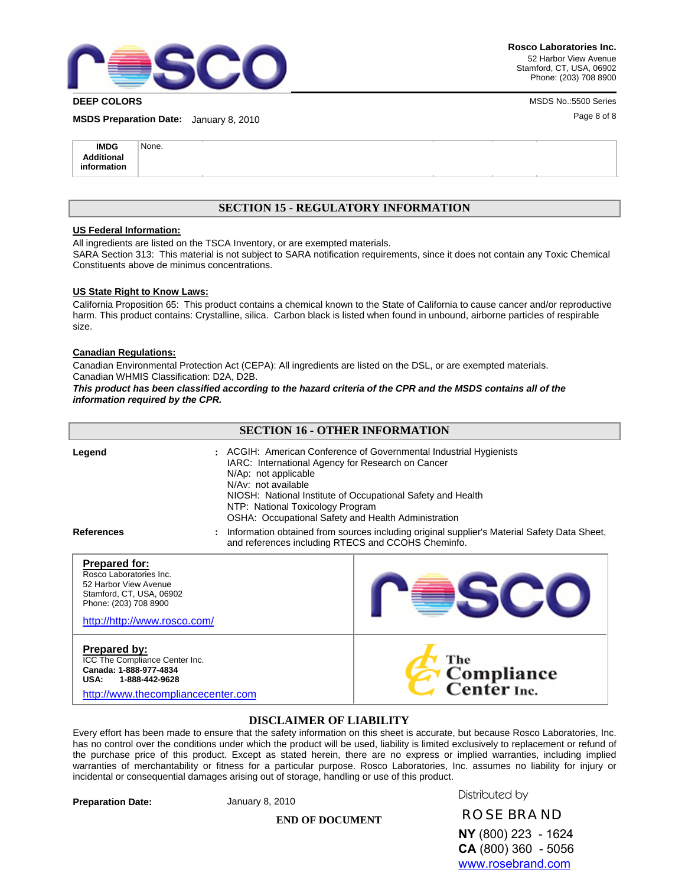| IMDG Additional information | None. |
|---|---|

## SECTION 15 - REGULATORY INFORMATION

**US Federal Information:**

All ingredients are listed on the TSCA Inventory, or are exempted materials.
SARA Section 313: This material is not subject to SARA notification requirements, since it does not contain any Toxic Chemical Constituents above de minimus concentrations.

**US State Right to Know Laws:**

California Proposition 65: This product contains a chemical known to the State of California to cause cancer and/or reproductive harm. This product contains: Crystalline, silica. Carbon black is listed when found in unbound, airborne particles of respirable size.

**Canadian Regulations:**

Canadian Environmental Protection Act (CEPA): All ingredients are listed on the DSL, or are exempted materials.
Canadian WHMIS Classification: D2A, D2B.
***This product has been classified according to the hazard criteria of the CPR and the MSDS contains all of the information required by the CPR.***

## SECTION 16 - OTHER INFORMATION

**Legend** : ACGIH: American Conference of Governmental Industrial Hygienists
IARC: International Agency for Research on Cancer
N/Ap: not applicable
N/Av: not available
NIOSH: National Institute of Occupational Safety and Health
NTP: National Toxicology Program
OSHA: Occupational Safety and Health Administration

**References** : Information obtained from sources including original supplier's Material Safety Data Sheet, and references including RTECS and CCOHS Cheminfo.

**Prepared for:**
Rosco Laboratories Inc.
52 Harbor View Avenue
Stamford, CT, USA, 06902
Phone: (203) 708 8900

http://http://www.rosco.com/

**Prepared by:**
ICC The Compliance Center Inc.
**Canada: 1-888-977-4834**
**USA: 1-888-442-9628**

http://www.thecompliancecenter.com

### DISCLAIMER OF LIABILITY

Every effort has been made to ensure that the safety information on this sheet is accurate, but because Rosco Laboratories, Inc. has no control over the conditions under which the product will be used, liability is limited exclusively to replacement or refund of the purchase price of this product. Except as stated herein, there are no express or implied warranties, including implied warranties of merchantability or fitness for a particular purpose. Rosco Laboratories, Inc. assumes no liability for injury or incidental or consequential damages arising out of storage, handling or use of this product.

**Preparation Date:** January 8, 2010

**END OF DOCUMENT**

Distributed by
ROSE BRAND
**NY** (800) 223 - 1624
**CA** (800) 360 - 5056
www.rosebrand.com